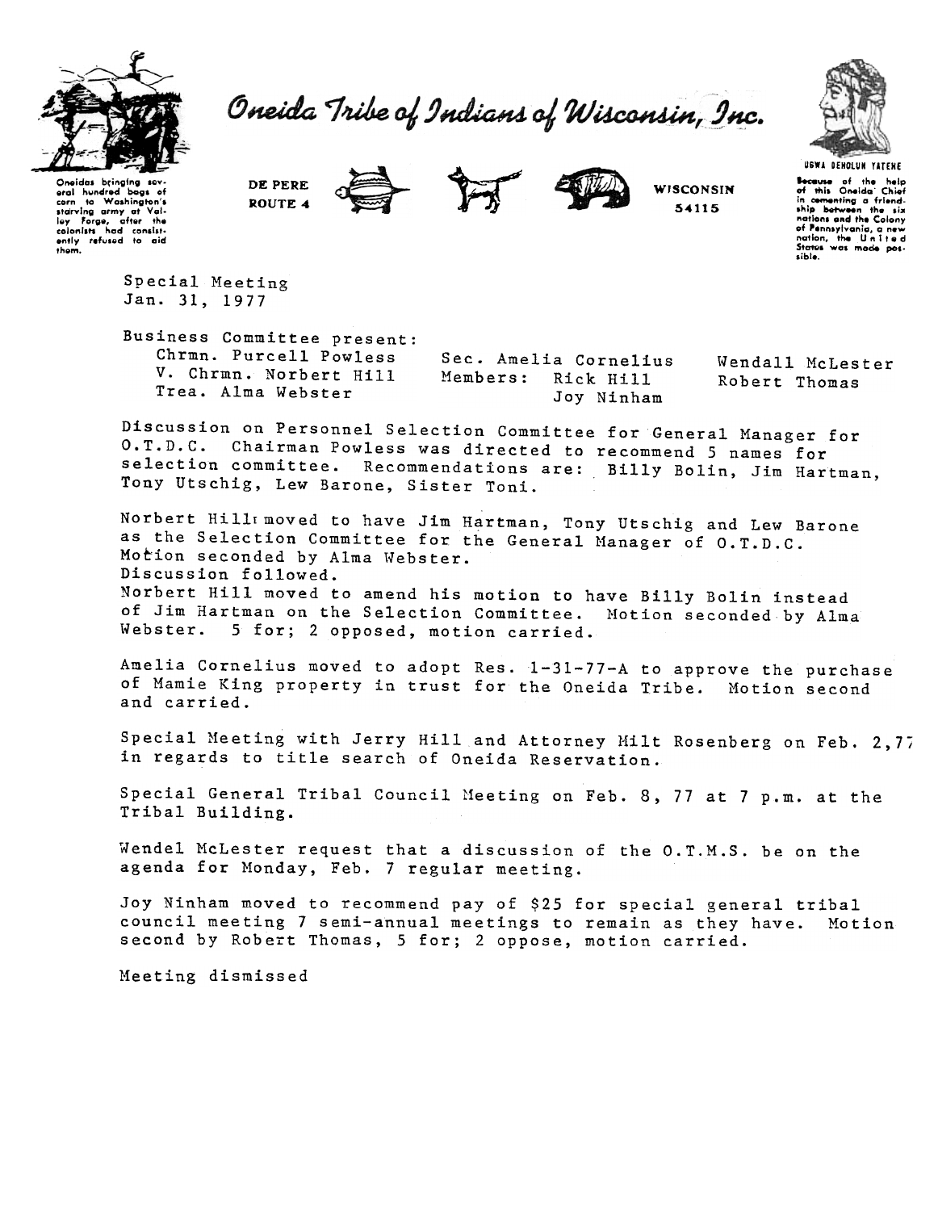# Oneida Tribe of Indians of Wisconsin, Inc.

Oneidas bringing several hundred bags of corn to Washington's starving army at Valley Forge, after the colonists had consistently refused to aid them.

DE PERE
ROUTE 4

WISCONSIN
54115

UGWA DEHOLUN YATENE

Because of the help of this Oneida Chief in cementing a friendship between the six nations and the Colony of Pennsylvania, a new nation, the United States was made possible.

Special Meeting
Jan. 31, 1977

Business Committee present:

Chrmn. Purcell Powless
V. Chrmn. Norbert Hill
Trea. Alma Webster
Sec. Amelia Cornelius
Members: Rick Hill
Joy Ninham
Wendall McLester
Robert Thomas

Discussion on Personnel Selection Committee for General Manager for O.T.D.C. Chairman Powless was directed to recommend 5 names for selection committee. Recommendations are: Billy Bolin, Jim Hartman, Tony Utschig, Lew Barone, Sister Toni.

Norbert Hill moved to have Jim Hartman, Tony Utschig and Lew Barone as the Selection Committee for the General Manager of O.T.D.C. Motion seconded by Alma Webster.
Discussion followed.
Norbert Hill moved to amend his motion to have Billy Bolin instead of Jim Hartman on the Selection Committee. Motion seconded by Alma Webster. 5 for; 2 opposed, motion carried.

Amelia Cornelius moved to adopt Res. 1-31-77-A to approve the purchase of Mamie King property in trust for the Oneida Tribe. Motion second and carried.

Special Meeting with Jerry Hill and Attorney Milt Rosenberg on Feb. 2,77 in regards to title search of Oneida Reservation.

Special General Tribal Council Meeting on Feb. 8, 77 at 7 p.m. at the Tribal Building.

Wendel McLester request that a discussion of the O.T.M.S. be on the agenda for Monday, Feb. 7 regular meeting.

Joy Ninham moved to recommend pay of $25 for special general tribal council meeting 7 semi-annual meetings to remain as they have. Motion second by Robert Thomas, 5 for; 2 oppose, motion carried.

Meeting dismissed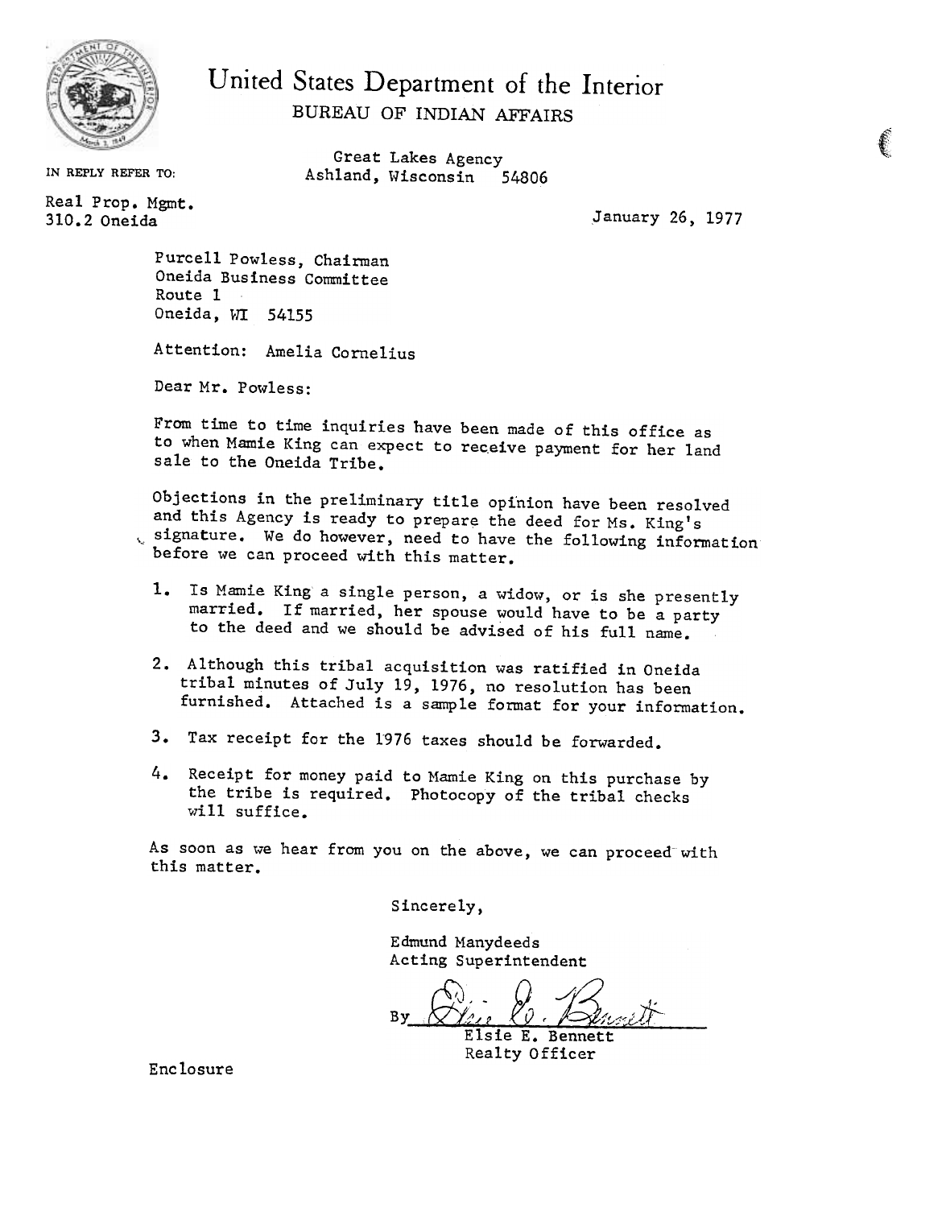# United States Department of the Interior

BUREAU OF INDIAN AFFAIRS

Great Lakes Agency
Ashland, Wisconsin 54806

IN REPLY REFER TO:

Real Prop. Mgmt.
310.2 Oneida

January 26, 1977

Purcell Powless, Chairman
Oneida Business Committee
Route 1
Oneida, WI 54155

Attention: Amelia Cornelius

Dear Mr. Powless:

From time to time inquiries have been made of this office as to when Mamie King can expect to receive payment for her land sale to the Oneida Tribe.

Objections in the preliminary title opinion have been resolved and this Agency is ready to prepare the deed for Ms. King's signature. We do however, need to have the following information before we can proceed with this matter.

1. Is Mamie King a single person, a widow, or is she presently married. If married, her spouse would have to be a party to the deed and we should be advised of his full name.

2. Although this tribal acquisition was ratified in Oneida tribal minutes of July 19, 1976, no resolution has been furnished. Attached is a sample format for your information.

3. Tax receipt for the 1976 taxes should be forwarded.

4. Receipt for money paid to Mamie King on this purchase by the tribe is required. Photocopy of the tribal checks will suffice.

As soon as we hear from you on the above, we can proceed with this matter.

Sincerely,

Edmund Manydeeds
Acting Superintendent

By Elsie E. Bennett
Elsie E. Bennett
Realty Officer

Enclosure